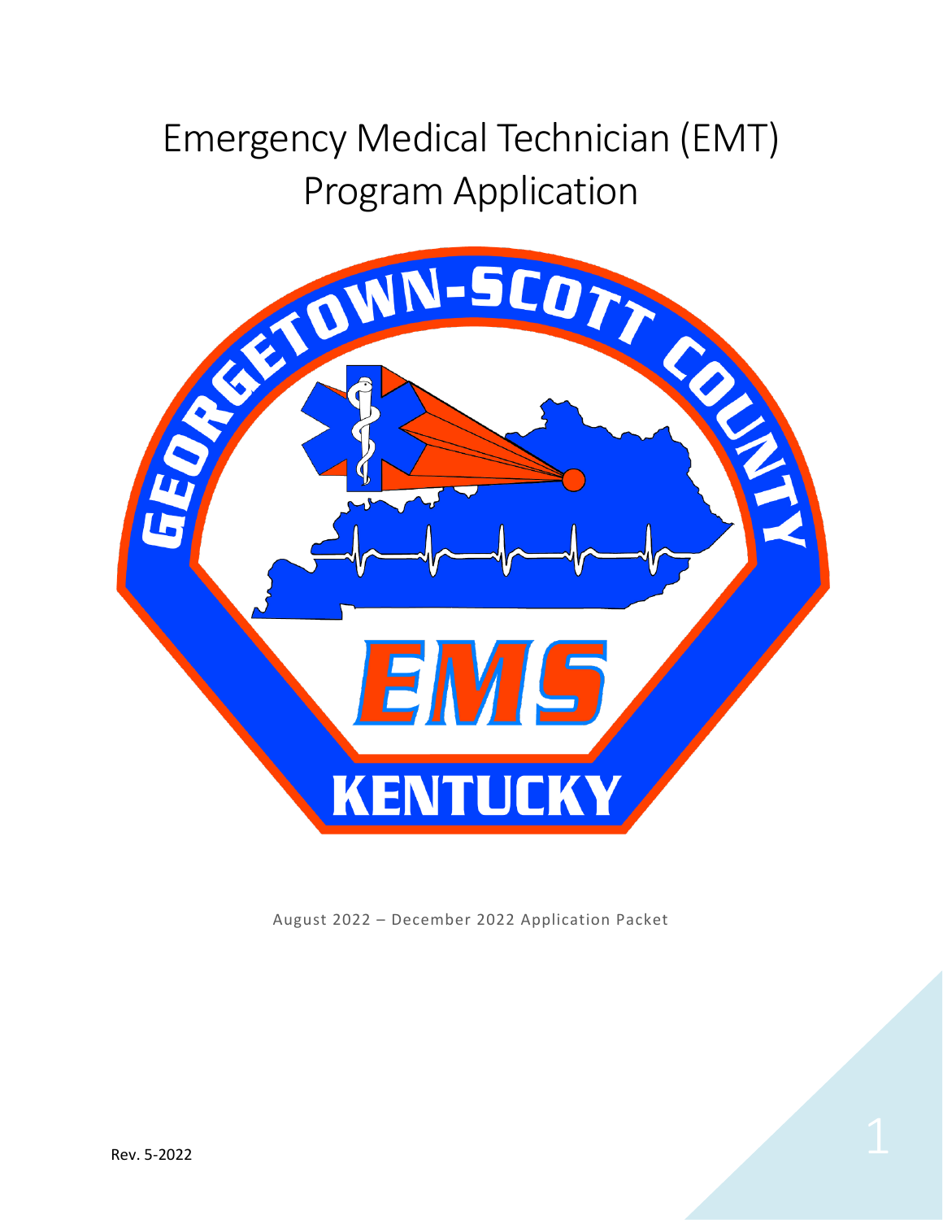# Emergency Medical Technician (EMT) Program Application

August 2022 – December 2022 Application Packet

Rev. 5-2022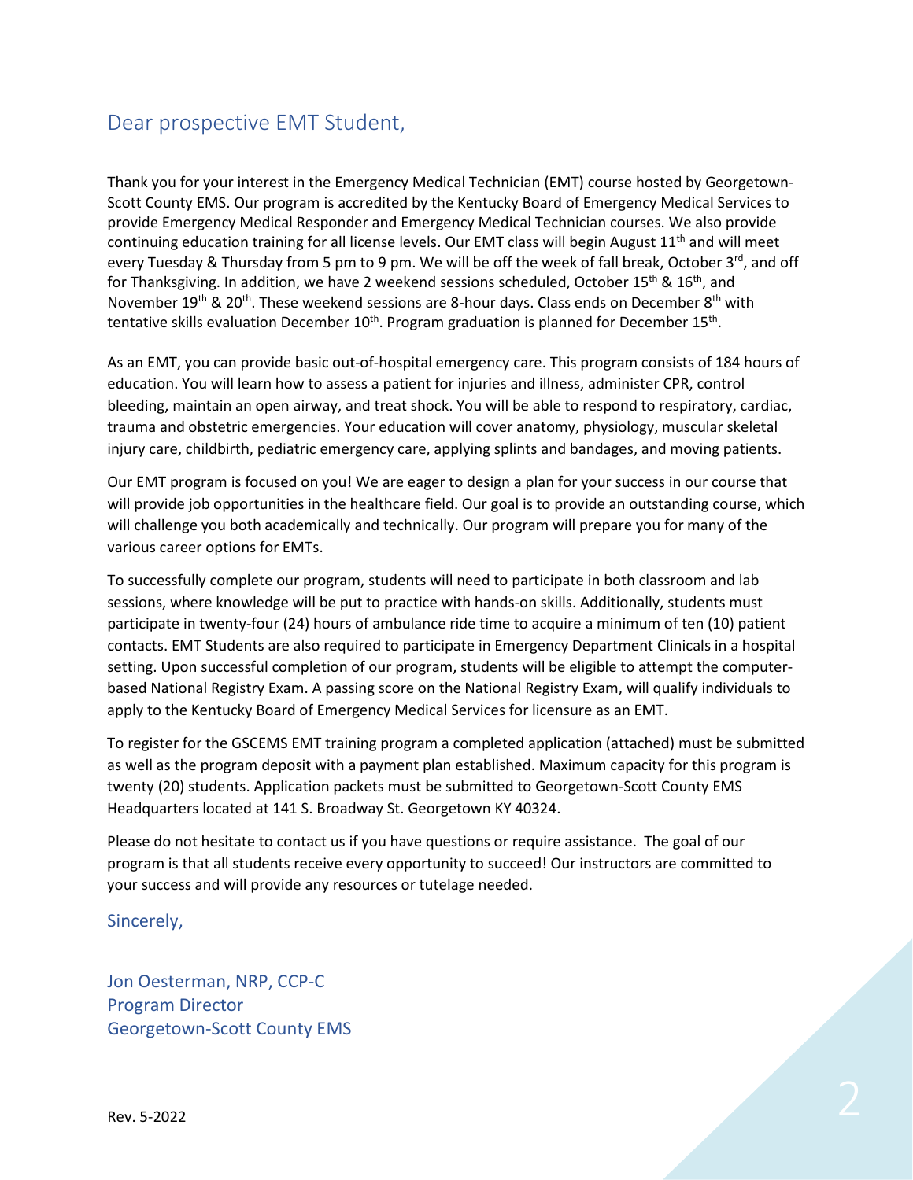## Dear prospective EMT Student,

Thank you for your interest in the Emergency Medical Technician (EMT) course hosted by Georgetown-Scott County EMS. Our program is accredited by the Kentucky Board of Emergency Medical Services to provide Emergency Medical Responder and Emergency Medical Technician courses. We also provide continuing education training for all license levels. Our EMT class will begin August 11th and will meet every Tuesday & Thursday from 5 pm to 9 pm. We will be off the week of fall break, October 3rd, and off for Thanksgiving. In addition, we have 2 weekend sessions scheduled, October 15th & 16th, and November 19th & 20th. These weekend sessions are 8-hour days. Class ends on December 8th with tentative skills evaluation December 10th. Program graduation is planned for December 15th.

As an EMT, you can provide basic out-of-hospital emergency care. This program consists of 184 hours of education. You will learn how to assess a patient for injuries and illness, administer CPR, control bleeding, maintain an open airway, and treat shock. You will be able to respond to respiratory, cardiac, trauma and obstetric emergencies. Your education will cover anatomy, physiology, muscular skeletal injury care, childbirth, pediatric emergency care, applying splints and bandages, and moving patients.

Our EMT program is focused on you! We are eager to design a plan for your success in our course that will provide job opportunities in the healthcare field. Our goal is to provide an outstanding course, which will challenge you both academically and technically. Our program will prepare you for many of the various career options for EMTs.

To successfully complete our program, students will need to participate in both classroom and lab sessions, where knowledge will be put to practice with hands-on skills. Additionally, students must participate in twenty-four (24) hours of ambulance ride time to acquire a minimum of ten (10) patient contacts. EMT Students are also required to participate in Emergency Department Clinicals in a hospital setting. Upon successful completion of our program, students will be eligible to attempt the computer-based National Registry Exam. A passing score on the National Registry Exam, will qualify individuals to apply to the Kentucky Board of Emergency Medical Services for licensure as an EMT.

To register for the GSCEMS EMT training program a completed application (attached) must be submitted as well as the program deposit with a payment plan established. Maximum capacity for this program is twenty (20) students. Application packets must be submitted to Georgetown-Scott County EMS Headquarters located at 141 S. Broadway St. Georgetown KY 40324.

Please do not hesitate to contact us if you have questions or require assistance. The goal of our program is that all students receive every opportunity to succeed! Our instructors are committed to your success and will provide any resources or tutelage needed.

Sincerely,

Jon Oesterman, NRP, CCP-C
Program Director
Georgetown-Scott County EMS

Rev. 5-2022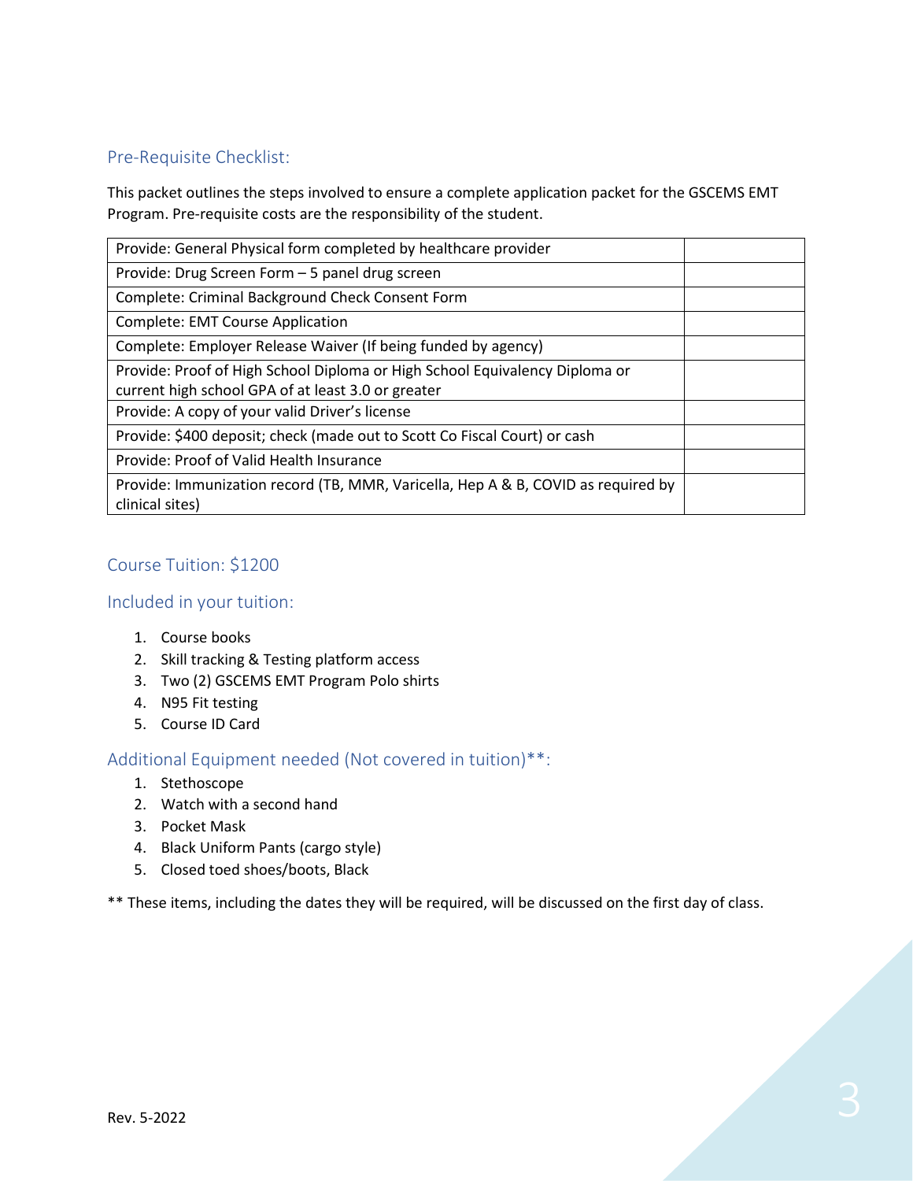## Pre-Requisite Checklist:

This packet outlines the steps involved to ensure a complete application packet for the GSCEMS EMT Program. Pre-requisite costs are the responsibility of the student.

| | |
|---|---|
| Provide: General Physical form completed by healthcare provider | |
| Provide: Drug Screen Form – 5 panel drug screen | |
| Complete: Criminal Background Check Consent Form | |
| Complete: EMT Course Application | |
| Complete: Employer Release Waiver (If being funded by agency) | |
| Provide: Proof of High School Diploma or High School Equivalency Diploma or current high school GPA of at least 3.0 or greater | |
| Provide: A copy of your valid Driver's license | |
| Provide: $400 deposit; check (made out to Scott Co Fiscal Court) or cash | |
| Provide: Proof of Valid Health Insurance | |
| Provide: Immunization record (TB, MMR, Varicella, Hep A & B, COVID as required by clinical sites) | |

## Course Tuition: $1200

## Included in your tuition:

1. Course books
2. Skill tracking & Testing platform access
3. Two (2) GSCEMS EMT Program Polo shirts
4. N95 Fit testing
5. Course ID Card

## Additional Equipment needed (Not covered in tuition)**:

1. Stethoscope
2. Watch with a second hand
3. Pocket Mask
4. Black Uniform Pants (cargo style)
5. Closed toed shoes/boots, Black

** These items, including the dates they will be required, will be discussed on the first day of class.

Rev. 5-2022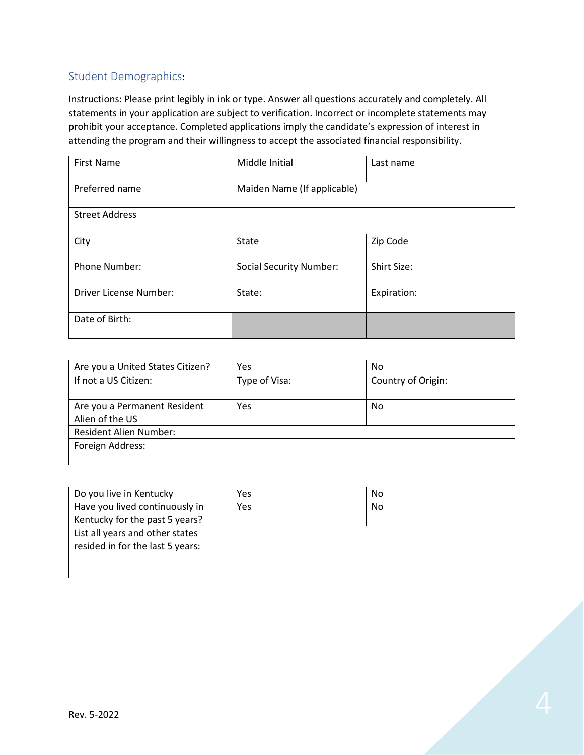## Student Demographics:

Instructions: Please print legibly in ink or type. Answer all questions accurately and completely. All statements in your application are subject to verification. Incorrect or incomplete statements may prohibit your acceptance. Completed applications imply the candidate's expression of interest in attending the program and their willingness to accept the associated financial responsibility.

| First Name | Middle Initial | Last name |
|---|---|---|
| Preferred name | Maiden Name (If applicable) | |
| Street Address | | |
| City | State | Zip Code |
| Phone Number: | Social Security Number: | Shirt Size: |
| Driver License Number: | State: | Expiration: |
| Date of Birth: | | |

| Are you a United States Citizen? | Yes | No |
|---|---|---|
| If not a US Citizen: | Type of Visa: | Country of Origin: |
| Are you a Permanent Resident Alien of the US | Yes | No |
| Resident Alien Number: | | |
| Foreign Address: | | |

| Do you live in Kentucky | Yes | No |
|---|---|---|
| Have you lived continuously in Kentucky for the past 5 years? | Yes | No |
| List all years and other states resided in for the last 5 years: | | |

Rev. 5-2022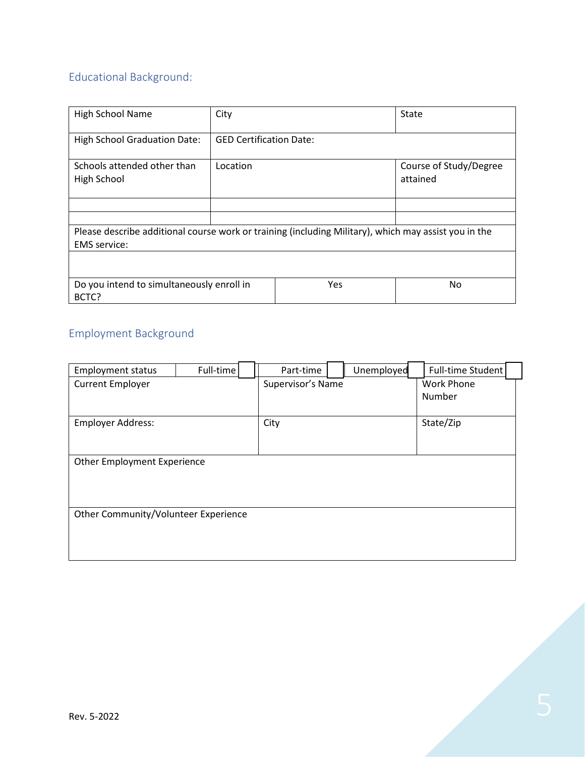## Educational Background:

| High School Name | City | State |
| --- | --- | --- |
| High School Graduation Date: | GED Certification Date: | |
| Schools attended other than High School | Location | Course of Study/Degree attained |
| | | |
| | | |
| Please describe additional course work or training (including Military), which may assist you in the EMS service: | | |
| | | |
| Do you intend to simultaneously enroll in BCTC? | Yes | No |

## Employment Background

| Employment status | Full-time ☐ | Part-time ☐ | Unemployed ☐ | Full-time Student ☐ |
| --- | --- | --- | --- | --- |
| Current Employer | | Supervisor's Name | | Work Phone Number |
| Employer Address: | | City | | State/Zip |
| Other Employment Experience | | | | |
| Other Community/Volunteer Experience | | | | |

Rev. 5-2022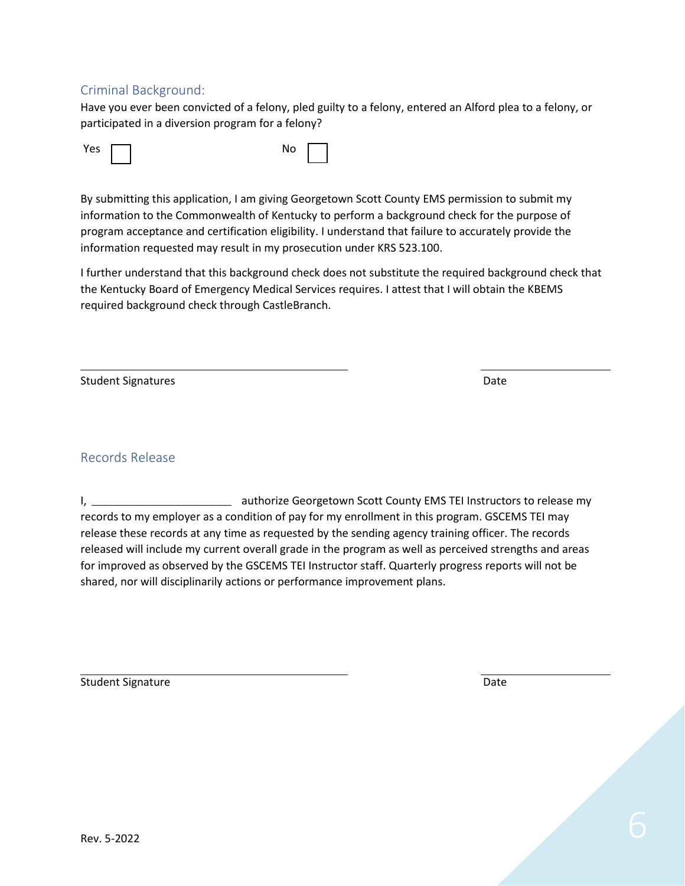## Criminal Background:

Have you ever been convicted of a felony, pled guilty to a felony, entered an Alford plea to a felony, or participated in a diversion program for a felony?

Yes ☐ No ☐

By submitting this application, I am giving Georgetown Scott County EMS permission to submit my information to the Commonwealth of Kentucky to perform a background check for the purpose of program acceptance and certification eligibility. I understand that failure to accurately provide the information requested may result in my prosecution under KRS 523.100.

I further understand that this background check does not substitute the required background check that the Kentucky Board of Emergency Medical Services requires. I attest that I will obtain the KBEMS required background check through CastleBranch.

_______________________________________ _______________

Student Signatures Date

## Records Release

I, ______________________ authorize Georgetown Scott County EMS TEI Instructors to release my records to my employer as a condition of pay for my enrollment in this program. GSCEMS TEI may release these records at any time as requested by the sending agency training officer. The records released will include my current overall grade in the program as well as perceived strengths and areas for improved as observed by the GSCEMS TEI Instructor staff. Quarterly progress reports will not be shared, nor will disciplinarily actions or performance improvement plans.

_______________________________________ _______________

Student Signature Date

Rev. 5-2022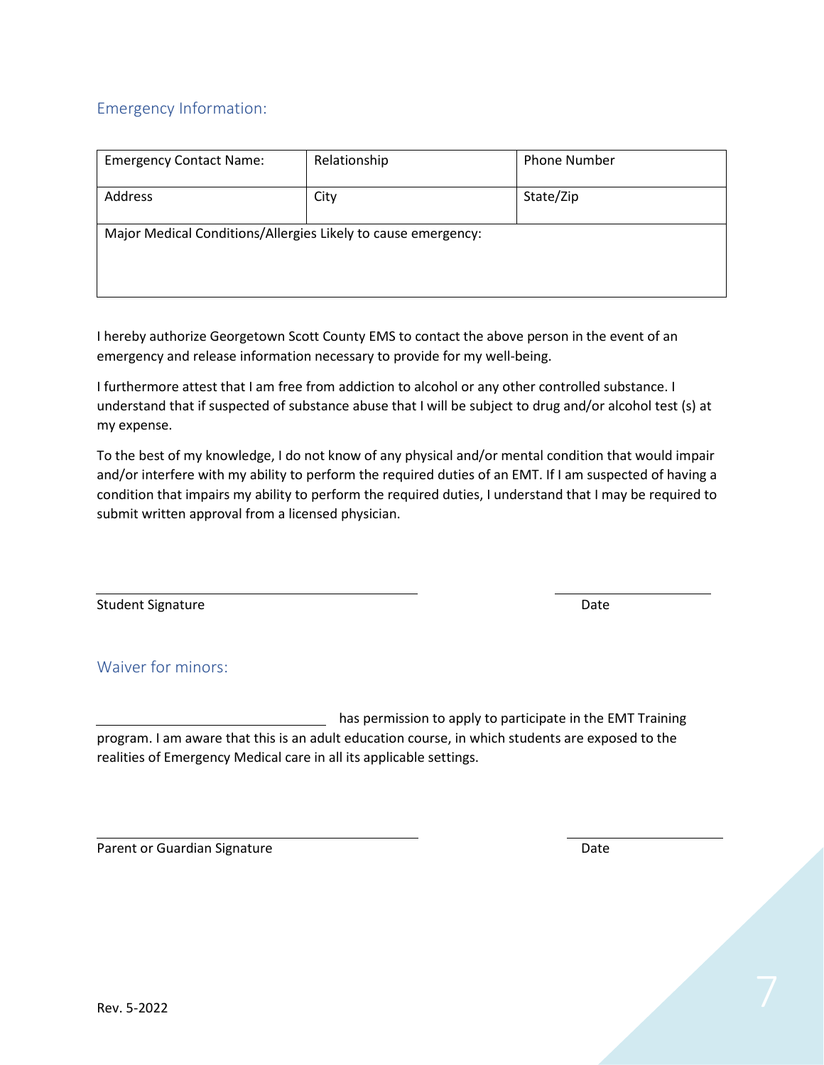## Emergency Information:

| Emergency Contact Name: | Relationship | Phone Number |
|---|---|---|
| Address | City | State/Zip |
| Major Medical Conditions/Allergies Likely to cause emergency: | | |

I hereby authorize Georgetown Scott County EMS to contact the above person in the event of an emergency and release information necessary to provide for my well-being.

I furthermore attest that I am free from addiction to alcohol or any other controlled substance. I understand that if suspected of substance abuse that I will be subject to drug and/or alcohol test (s) at my expense.

To the best of my knowledge, I do not know of any physical and/or mental condition that would impair and/or interfere with my ability to perform the required duties of an EMT. If I am suspected of having a condition that impairs my ability to perform the required duties, I understand that I may be required to submit written approval from a licensed physician.

\_\_\_\_\_\_\_\_\_\_\_\_\_\_\_\_\_\_\_\_\_\_\_\_\_\_\_\_\_\_\_\_\_\_\_\_ \_\_\_\_\_\_\_\_\_\_\_\_\_\_\_\_\_\_

Student Signature Date

## Waiver for minors:

\_\_\_\_\_\_\_\_\_\_\_\_\_\_\_\_\_\_\_\_\_\_\_\_\_\_ has permission to apply to participate in the EMT Training program. I am aware that this is an adult education course, in which students are exposed to the realities of Emergency Medical care in all its applicable settings.

\_\_\_\_\_\_\_\_\_\_\_\_\_\_\_\_\_\_\_\_\_\_\_\_\_\_\_\_\_\_\_\_\_\_\_\_ \_\_\_\_\_\_\_\_\_\_\_\_\_\_\_\_\_\_

Parent or Guardian Signature Date

Rev. 5-2022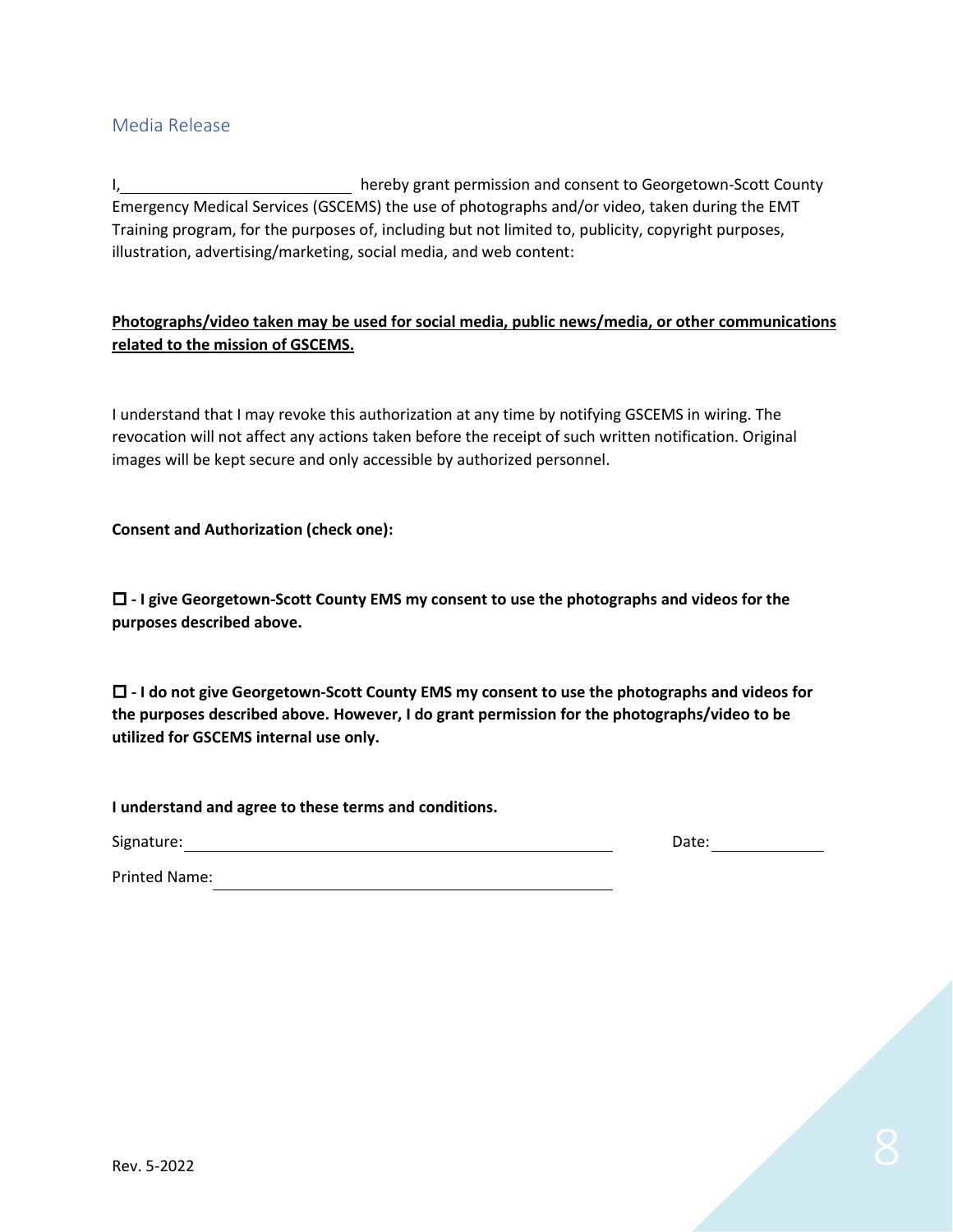## Media Release

I, ____________________________ hereby grant permission and consent to Georgetown-Scott County Emergency Medical Services (GSCEMS) the use of photographs and/or video, taken during the EMT Training program, for the purposes of, including but not limited to, publicity, copyright purposes, illustration, advertising/marketing, social media, and web content:

**<u>Photographs/video taken may be used for social media, public news/media, or other communications related to the mission of GSCEMS.</u>**

I understand that I may revoke this authorization at any time by notifying GSCEMS in wiring. The revocation will not affect any actions taken before the receipt of such written notification. Original images will be kept secure and only accessible by authorized personnel.

**Consent and Authorization (check one):**

☐ **- I give Georgetown-Scott County EMS my consent to use the photographs and videos for the purposes described above.**

☐ **- I do not give Georgetown-Scott County EMS my consent to use the photographs and videos for the purposes described above. However, I do grant permission for the photographs/video to be utilized for GSCEMS internal use only.**

**I understand and agree to these terms and conditions.**

Signature: ______________________________________________ Date: ______________

Printed Name: ___________________________________________

Rev. 5-2022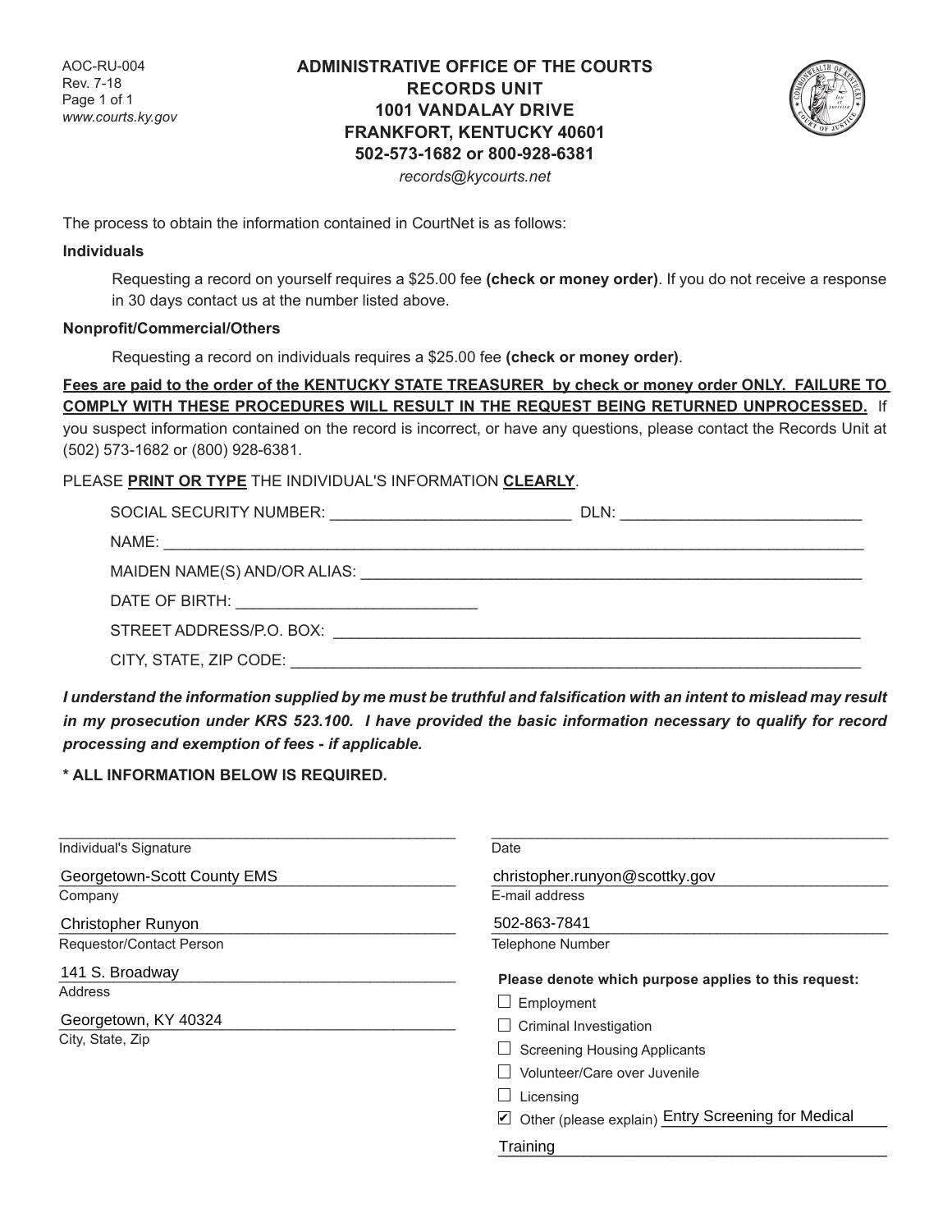AOC-RU-004
Rev. 7-18
Page 1 of 1
www.courts.ky.gov

# ADMINISTRATIVE OFFICE OF THE COURTS
## RECORDS UNIT
**1001 VANDALAY DRIVE**
**FRANKFORT, KENTUCKY 40601**
**502-573-1682 or 800-928-6381**
*records@kycourts.net*

The process to obtain the information contained in CourtNet is as follows:

**Individuals**

Requesting a record on yourself requires a $25.00 fee **(check or money order)**. If you do not receive a response in 30 days contact us at the number listed above.

**Nonprofit/Commercial/Others**

Requesting a record on individuals requires a $25.00 fee **(check or money order)**.

**Fees are paid to the order of the KENTUCKY STATE TREASURER by check or money order ONLY. FAILURE TO COMPLY WITH THESE PROCEDURES WILL RESULT IN THE REQUEST BEING RETURNED UNPROCESSED.** If you suspect information contained on the record is incorrect, or have any questions, please contact the Records Unit at (502) 573-1682 or (800) 928-6381.

PLEASE **PRINT OR TYPE** THE INDIVIDUAL'S INFORMATION **CLEARLY**.

SOCIAL SECURITY NUMBER: ____________________________ DLN: ____________________________

NAME: ____________________________________________________________________________________

MAIDEN NAME(S) AND/OR ALIAS: ______________________________________________________________

DATE OF BIRTH: ____________________________

STREET ADDRESS/P.O. BOX: _________________________________________________________________

CITY, STATE, ZIP CODE: ____________________________________________________________________

***I understand the information supplied by me must be truthful and falsification with an intent to mislead may result in my prosecution under KRS 523.100. I have provided the basic information necessary to qualify for record processing and exemption of fees - if applicable.***

**\* ALL INFORMATION BELOW IS REQUIRED.**

______________________________________
Individual's Signature

______________________________________
Date

Georgetown-Scott County EMS
Company

christopher.runyon@scottky.gov
E-mail address

Christopher Runyon
Requestor/Contact Person

502-863-7841
Telephone Number

141 S. Broadway
Address

Georgetown, KY 40324
City, State, Zip

**Please denote which purpose applies to this request:**

- ☐ Employment
- ☐ Criminal Investigation
- ☐ Screening Housing Applicants
- ☐ Volunteer/Care over Juvenile
- ☐ Licensing
- ☑ Other (please explain) Entry Screening for Medical Training